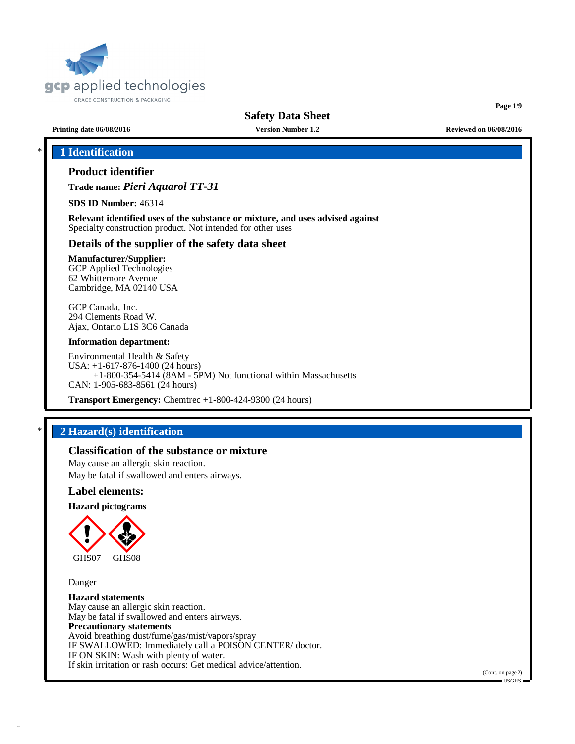# Safety Data Sheet

**Printing date 06/08/2016** **Version Number 1.2** **Reviewed on 06/08/2016**

## * 1 Identification

### Product identifier

**Trade name:** ***Pieri Aquarol TT-31***

**SDS ID Number:** 46314

**Relevant identified uses of the substance or mixture, and uses advised against**
Specialty construction product. Not intended for other uses

### Details of the supplier of the safety data sheet

**Manufacturer/Supplier:**
GCP Applied Technologies
62 Whittemore Avenue
Cambridge, MA 02140 USA

GCP Canada, Inc.
294 Clements Road W.
Ajax, Ontario L1S 3C6 Canada

**Information department:**

Environmental Health & Safety
USA: +1-617-876-1400 (24 hours)
+1-800-354-5414 (8AM - 5PM) Not functional within Massachusetts
CAN: 1-905-683-8561 (24 hours)

**Transport Emergency:** Chemtrec +1-800-424-9300 (24 hours)

## * 2 Hazard(s) identification

### Classification of the substance or mixture

May cause an allergic skin reaction.
May be fatal if swallowed and enters airways.

### Label elements:

**Hazard pictograms**

GHS07 GHS08

Danger

**Hazard statements**
May cause an allergic skin reaction.
May be fatal if swallowed and enters airways.
**Precautionary statements**
Avoid breathing dust/fume/gas/mist/vapors/spray
IF SWALLOWED: Immediately call a POISON CENTER/ doctor.
IF ON SKIN: Wash with plenty of water.
If skin irritation or rash occurs: Get medical advice/attention.

(Cont. on page 2)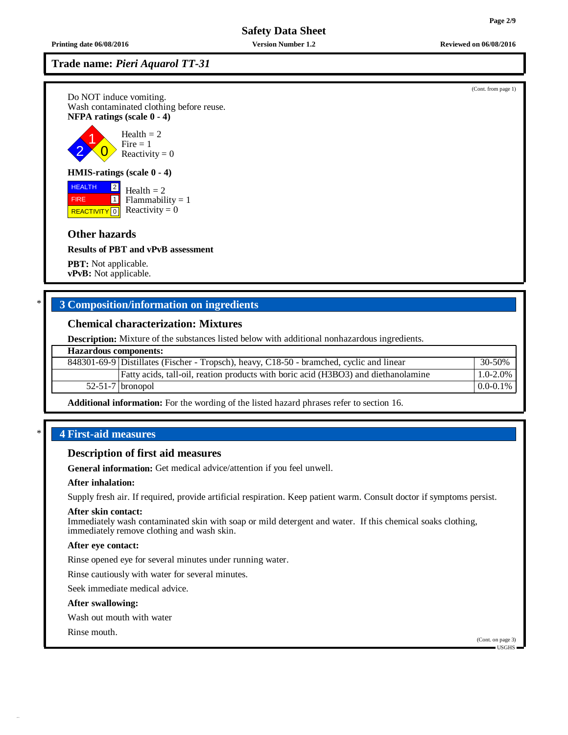## Trade name: *Pieri Aquarol TT-31*

(Cont. from page 1)

Do NOT induce vomiting.
Wash contaminated clothing before reuse.

**NFPA ratings (scale 0 - 4)**

Health = 2
Fire = 1
Reactivity = 0

**HMIS-ratings (scale 0 - 4)**

HEALTH 2
FIRE 1
REACTIVITY 0

Health = 2
Flammability = 1
Reactivity = 0

### Other hazards

**Results of PBT and vPvB assessment**

**PBT:** Not applicable.
**vPvB:** Not applicable.

## * 3 Composition/information on ingredients

### Chemical characterization: Mixtures

**Description:** Mixture of the substances listed below with additional nonhazardous ingredients.

| Hazardous components: | | |
|---|---|---|
| 848301-69-9 | Distillates (Fischer - Tropsch), heavy, C18-50 - bramched, cyclic and linear | 30-50% |
| | Fatty acids, tall-oil, reation products with boric acid ($H_3BO_3$) and diethanolamine | 1.0-2.0% |
| 52-51-7 | bronopol | 0.0-0.1% |

**Additional information:** For the wording of the listed hazard phrases refer to section 16.

## * 4 First-aid measures

### Description of first aid measures

**General information:** Get medical advice/attention if you feel unwell.

**After inhalation:**

Supply fresh air. If required, provide artificial respiration. Keep patient warm. Consult doctor if symptoms persist.

**After skin contact:**
Immediately wash contaminated skin with soap or mild detergent and water. If this chemical soaks clothing, immediately remove clothing and wash skin.

**After eye contact:**

Rinse opened eye for several minutes under running water.

Rinse cautiously with water for several minutes.

Seek immediate medical advice.

**After swallowing:**

Wash out mouth with water

Rinse mouth.

(Cont. on page 3)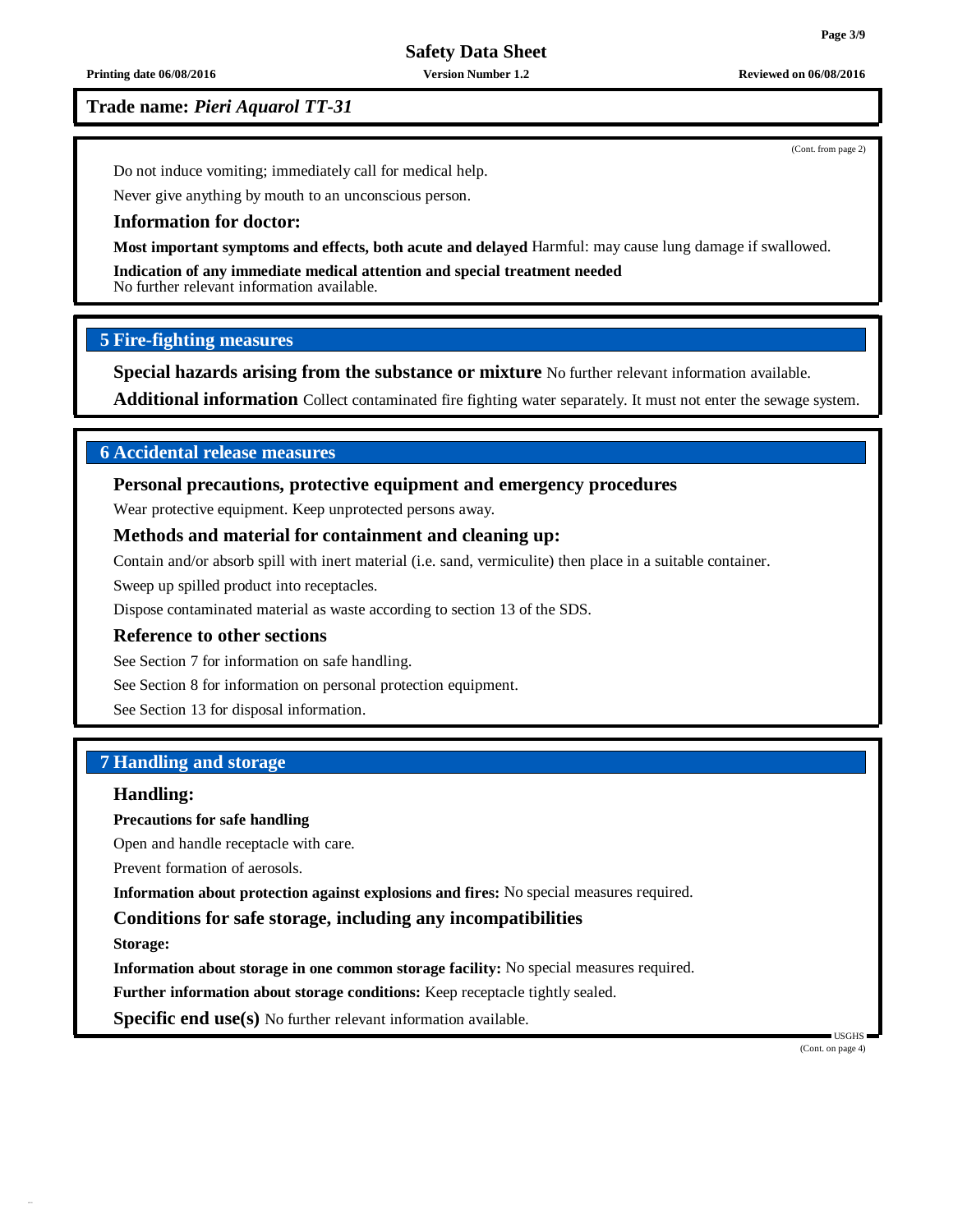**Trade name: *Pieri Aquarol TT-31***

(Cont. from page 2)

Do not induce vomiting; immediately call for medical help.

Never give anything by mouth to an unconscious person.

### Information for doctor:

**Most important symptoms and effects, both acute and delayed** Harmful: may cause lung damage if swallowed.

**Indication of any immediate medical attention and special treatment needed**
No further relevant information available.

## 5 Fire-fighting measures

**Special hazards arising from the substance or mixture** No further relevant information available.

**Additional information** Collect contaminated fire fighting water separately. It must not enter the sewage system.

## 6 Accidental release measures

### Personal precautions, protective equipment and emergency procedures

Wear protective equipment. Keep unprotected persons away.

### Methods and material for containment and cleaning up:

Contain and/or absorb spill with inert material (i.e. sand, vermiculite) then place in a suitable container.

Sweep up spilled product into receptacles.

Dispose contaminated material as waste according to section 13 of the SDS.

### Reference to other sections

See Section 7 for information on safe handling.

See Section 8 for information on personal protection equipment.

See Section 13 for disposal information.

## 7 Handling and storage

### Handling:

**Precautions for safe handling**

Open and handle receptacle with care.

Prevent formation of aerosols.

**Information about protection against explosions and fires:** No special measures required.

### Conditions for safe storage, including any incompatibilities

**Storage:**

**Information about storage in one common storage facility:** No special measures required.

**Further information about storage conditions:** Keep receptacle tightly sealed.

**Specific end use(s)** No further relevant information available.

USGHS

(Cont. on page 4)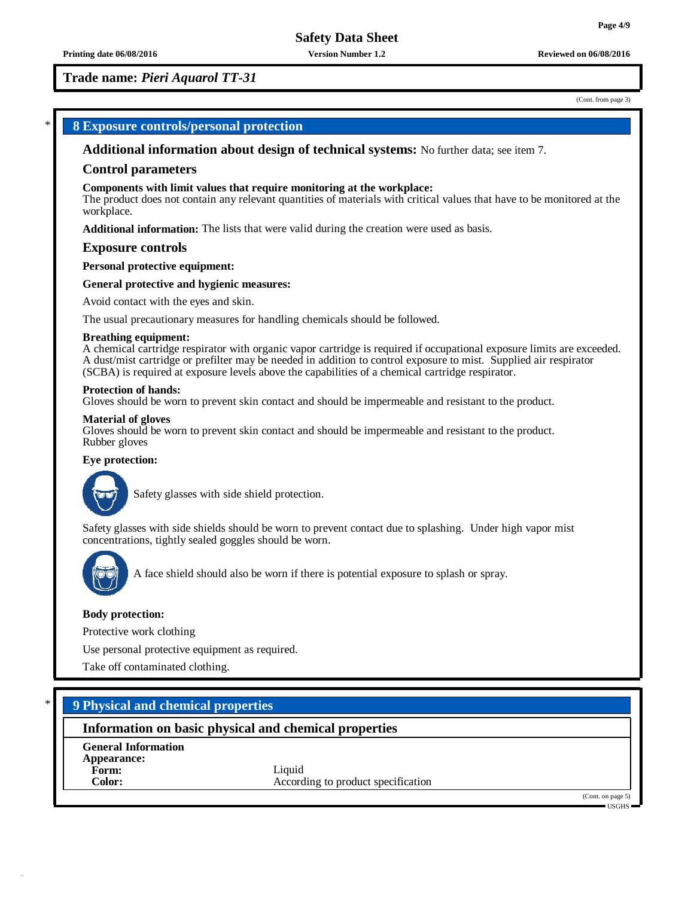**Trade name:** ***Pieri Aquarol TT-31***

(Cont. from page 3)

## 8 Exposure controls/personal protection

### Additional information about design of technical systems: No further data; see item 7.

### Control parameters

**Components with limit values that require monitoring at the workplace:**
The product does not contain any relevant quantities of materials with critical values that have to be monitored at the workplace.

**Additional information:** The lists that were valid during the creation were used as basis.

### Exposure controls

**Personal protective equipment:**

**General protective and hygienic measures:**

Avoid contact with the eyes and skin.

The usual precautionary measures for handling chemicals should be followed.

**Breathing equipment:**
A chemical cartridge respirator with organic vapor cartridge is required if occupational exposure limits are exceeded. A dust/mist cartridge or prefilter may be needed in addition to control exposure to mist. Supplied air respirator (SCBA) is required at exposure levels above the capabilities of a chemical cartridge respirator.

**Protection of hands:**
Gloves should be worn to prevent skin contact and should be impermeable and resistant to the product.

**Material of gloves**
Gloves should be worn to prevent skin contact and should be impermeable and resistant to the product.
Rubber gloves

**Eye protection:**

Safety glasses with side shield protection.

Safety glasses with side shields should be worn to prevent contact due to splashing. Under high vapor mist concentrations, tightly sealed goggles should be worn.

A face shield should also be worn if there is potential exposure to splash or spray.

**Body protection:**

Protective work clothing

Use personal protective equipment as required.

Take off contaminated clothing.

## 9 Physical and chemical properties

### Information on basic physical and chemical properties

| | |
|---|---|
| **General Information** | |
| **Appearance:** | |
| **Form:** | Liquid |
| **Color:** | According to product specification |

(Cont. on page 5)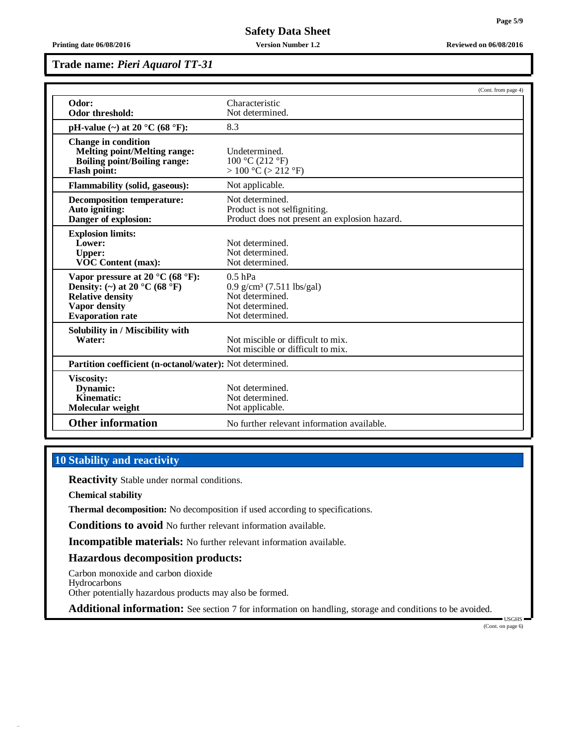**Trade name:** ***Pieri Aquarol TT-31***

(Cont. from page 4)

| | |
|---|---|
| **Odor:** | Characteristic |
| **Odor threshold:** | Not determined. |
| **pH-value (~) at 20 °C (68 °F):** | 8.3 |
| **Change in condition** | |
| **Melting point/Melting range:** | Undetermined. |
| **Boiling point/Boiling range:** | 100 °C (212 °F) |
| **Flash point:** | > 100 °C (> 212 °F) |
| **Flammability (solid, gaseous):** | Not applicable. |
| **Decomposition temperature:** | Not determined. |
| **Auto igniting:** | Product is not selfigniting. |
| **Danger of explosion:** | Product does not present an explosion hazard. |
| **Explosion limits:** | |
| **Lower:** | Not determined. |
| **Upper:** | Not determined. |
| **VOC Content (max):** | Not determined. |
| **Vapor pressure at 20 °C (68 °F):** | 0.5 hPa |
| **Density: (~) at 20 °C (68 °F)** | 0.9 g/cm³ (7.511 lbs/gal) |
| **Relative density** | Not determined. |
| **Vapor density** | Not determined. |
| **Evaporation rate** | Not determined. |
| **Solubility in / Miscibility with** | Not miscible or difficult to mix. |
| **Water:** | Not miscible or difficult to mix. |
| **Partition coefficient (n-octanol/water):** | Not determined. |
| **Viscosity:** | |
| **Dynamic:** | Not determined. |
| **Kinematic:** | Not determined. |
| **Molecular weight** | Not applicable. |
| **Other information** | No further relevant information available. |

## 10 Stability and reactivity

**Reactivity** Stable under normal conditions.

**Chemical stability**

**Thermal decomposition:** No decomposition if used according to specifications.

**Conditions to avoid** No further relevant information available.

**Incompatible materials:** No further relevant information available.

**Hazardous decomposition products:**

Carbon monoxide and carbon dioxide
Hydrocarbons
Other potentially hazardous products may also be formed.

**Additional information:** See section 7 for information on handling, storage and conditions to be avoided.

USGHS

(Cont. on page 6)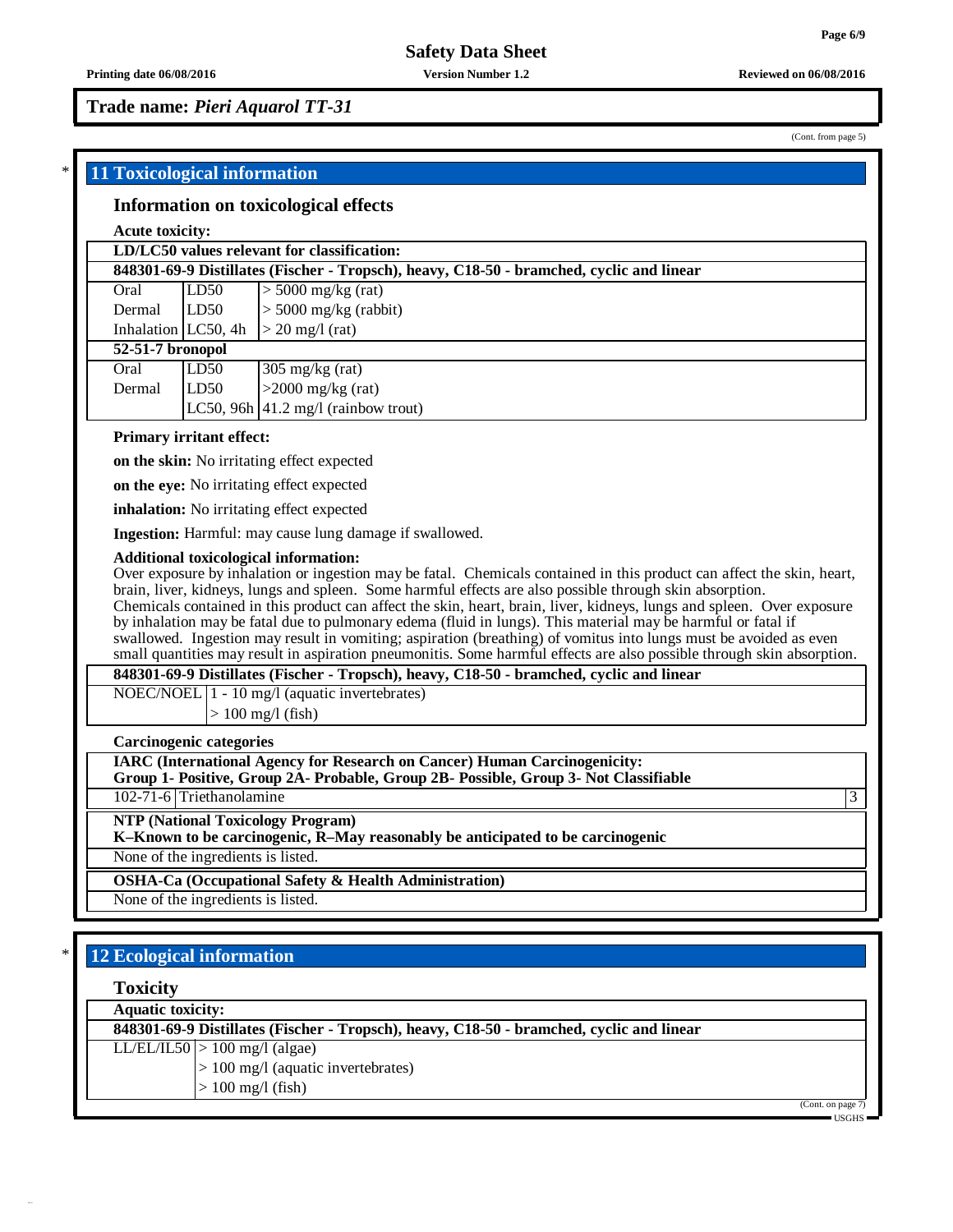**Trade name:** ***Pieri Aquarol TT-31***

(Cont. from page 5)

## 11 Toxicological information

### Information on toxicological effects

**Acute toxicity:**

| LD/LC50 values relevant for classification: | | |
|---|---|---|
| **848301-69-9 Distillates (Fischer - Tropsch), heavy, C18-50 - bramched, cyclic and linear** | | |
| Oral | LD50 | > 5000 mg/kg (rat) |
| Dermal | LD50 | > 5000 mg/kg (rabbit) |
| Inhalation | LC50, 4h | > 20 mg/l (rat) |
| **52-51-7 bronopol** | | |
| Oral | LD50 | 305 mg/kg (rat) |
| Dermal | LD50 | >2000 mg/kg (rat) |
| | LC50, 96h | 41.2 mg/l (rainbow trout) |

**Primary irritant effect:**

**on the skin:** No irritating effect expected

**on the eye:** No irritating effect expected

**inhalation:** No irritating effect expected

**Ingestion:** Harmful: may cause lung damage if swallowed.

**Additional toxicological information:**
Over exposure by inhalation or ingestion may be fatal. Chemicals contained in this product can affect the skin, heart, brain, liver, kidneys, lungs and spleen. Some harmful effects are also possible through skin absorption.
Chemicals contained in this product can affect the skin, heart, brain, liver, kidneys, lungs and spleen. Over exposure by inhalation may be fatal due to pulmonary edema (fluid in lungs). This material may be harmful or fatal if swallowed. Ingestion may result in vomiting; aspiration (breathing) of vomitus into lungs must be avoided as even small quantities may result in aspiration pneumonitis. Some harmful effects are also possible through skin absorption.

| 848301-69-9 Distillates (Fischer - Tropsch), heavy, C18-50 - bramched, cyclic and linear | |
|---|---|
| NOEC/NOEL | 1 - 10 mg/l (aquatic invertebrates) |
| | > 100 mg/l (fish) |

**Carcinogenic categories**

| IARC (International Agency for Research on Cancer) Human Carcinogenicity: Group 1- Positive, Group 2A- Probable, Group 2B- Possible, Group 3- Not Classifiable | | |
|---|---|---|
| 102-71-6 | Triethanolamine | 3 |

| NTP (National Toxicology Program) K–Known to be carcinogenic, R–May reasonably be anticipated to be carcinogenic |
|---|
| None of the ingredients is listed. |

| OSHA-Ca (Occupational Safety & Health Administration) |
|---|
| None of the ingredients is listed. |

## 12 Ecological information

### Toxicity

| Aquatic toxicity: | |
|---|---|
| **848301-69-9 Distillates (Fischer - Tropsch), heavy, C18-50 - bramched, cyclic and linear** | |
| LL/EL/IL50 | > 100 mg/l (algae) |
| | > 100 mg/l (aquatic invertebrates) |
| | > 100 mg/l (fish) |

(Cont. on page 7)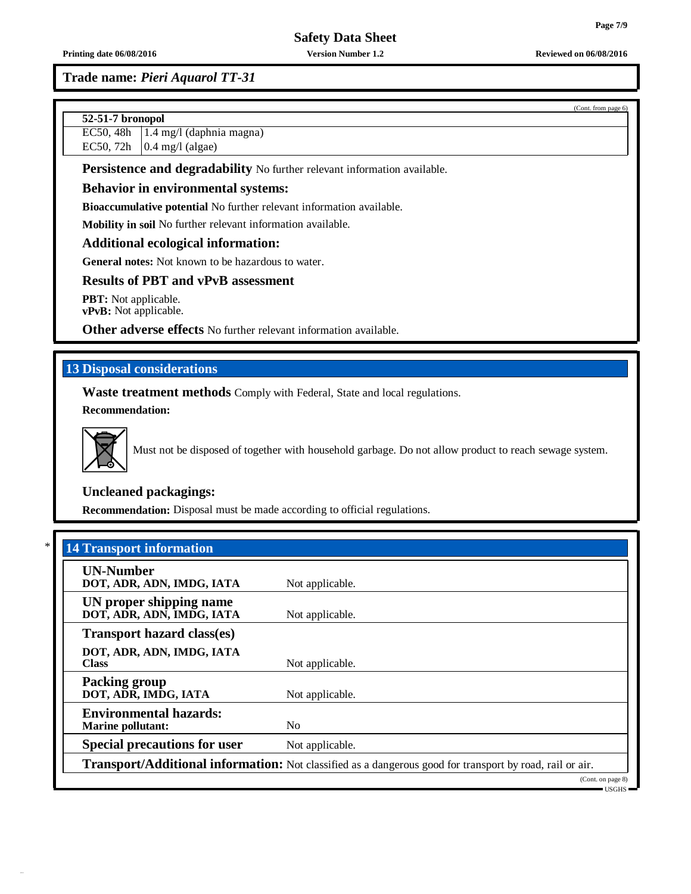**Trade name:** ***Pieri Aquarol TT-31***

(Cont. from page 6)

| **52-51-7 bronopol** | |
|---|---|
| EC50, 48h | 1.4 mg/l (daphnia magna) |
| EC50, 72h | 0.4 mg/l (algae) |

**Persistence and degradability** No further relevant information available.

### Behavior in environmental systems:

**Bioaccumulative potential** No further relevant information available.

**Mobility in soil** No further relevant information available.

### Additional ecological information:

**General notes:** Not known to be hazardous to water.

### Results of PBT and vPvB assessment

**PBT:** Not applicable.
**vPvB:** Not applicable.

**Other adverse effects** No further relevant information available.

## 13 Disposal considerations

**Waste treatment methods** Comply with Federal, State and local regulations.

**Recommendation:**

Must not be disposed of together with household garbage. Do not allow product to reach sewage system.

### Uncleaned packagings:

**Recommendation:** Disposal must be made according to official regulations.

## * 14 Transport information

| | |
|---|---|
| **UN-Number**<br>**DOT, ADR, ADN, IMDG, IATA** | Not applicable. |
| **UN proper shipping name**<br>**DOT, ADR, ADN, IMDG, IATA** | Not applicable. |
| **Transport hazard class(es)**<br>**DOT, ADR, ADN, IMDG, IATA**<br>**Class** | Not applicable. |
| **Packing group**<br>**DOT, ADR, IMDG, IATA** | Not applicable. |
| **Environmental hazards:**<br>**Marine pollutant:** | No |
| **Special precautions for user** | Not applicable. |

**Transport/Additional information:** Not classified as a dangerous good for transport by road, rail or air.

(Cont. on page 8)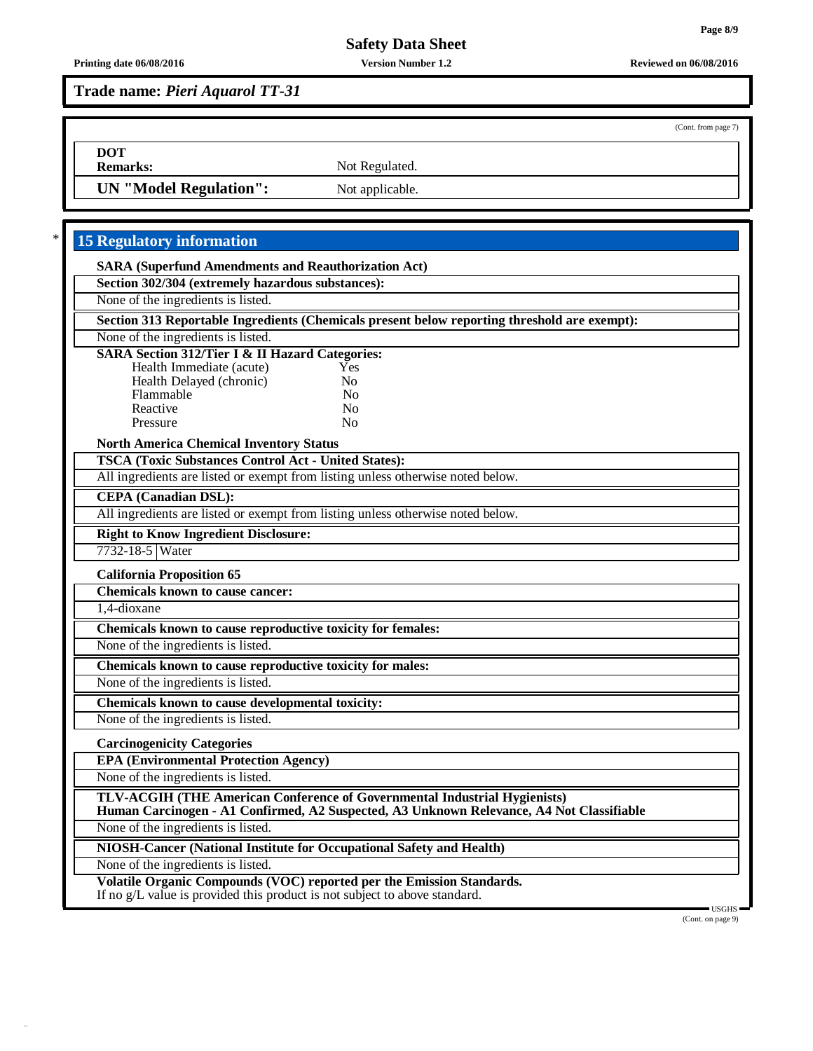**Trade name:** ***Pieri Aquarol TT-31***

(Cont. from page 7)

**DOT**
**Remarks:** Not Regulated.

**UN "Model Regulation":** Not applicable.

## 15 Regulatory information

**SARA (Superfund Amendments and Reauthorization Act)**

**Section 302/304 (extremely hazardous substances):**

None of the ingredients is listed.

**Section 313 Reportable Ingredients (Chemicals present below reporting threshold are exempt):**

None of the ingredients is listed.

**SARA Section 312/Tier I & II Hazard Categories:**

| | |
|---|---|
| Health Immediate (acute) | Yes |
| Health Delayed (chronic) | No |
| Flammable | No |
| Reactive | No |
| Pressure | No |

**North America Chemical Inventory Status**

**TSCA (Toxic Substances Control Act - United States):**

All ingredients are listed or exempt from listing unless otherwise noted below.

**CEPA (Canadian DSL):**

All ingredients are listed or exempt from listing unless otherwise noted below.

**Right to Know Ingredient Disclosure:**

| | |
|---|---|
| 7732-18-5 | Water |

**California Proposition 65**

**Chemicals known to cause cancer:**

1,4-dioxane

**Chemicals known to cause reproductive toxicity for females:**

None of the ingredients is listed.

**Chemicals known to cause reproductive toxicity for males:**

None of the ingredients is listed.

**Chemicals known to cause developmental toxicity:**

None of the ingredients is listed.

**Carcinogenicity Categories**

**EPA (Environmental Protection Agency)**

None of the ingredients is listed.

**TLV-ACGIH (THE American Conference of Governmental Industrial Hygienists)**
**Human Carcinogen - A1 Confirmed, A2 Suspected, A3 Unknown Relevance, A4 Not Classifiable**

None of the ingredients is listed.

**NIOSH-Cancer (National Institute for Occupational Safety and Health)**

None of the ingredients is listed.

**Volatile Organic Compounds (VOC) reported per the Emission Standards.**
If no g/L value is provided this product is not subject to above standard.

(Cont. on page 9)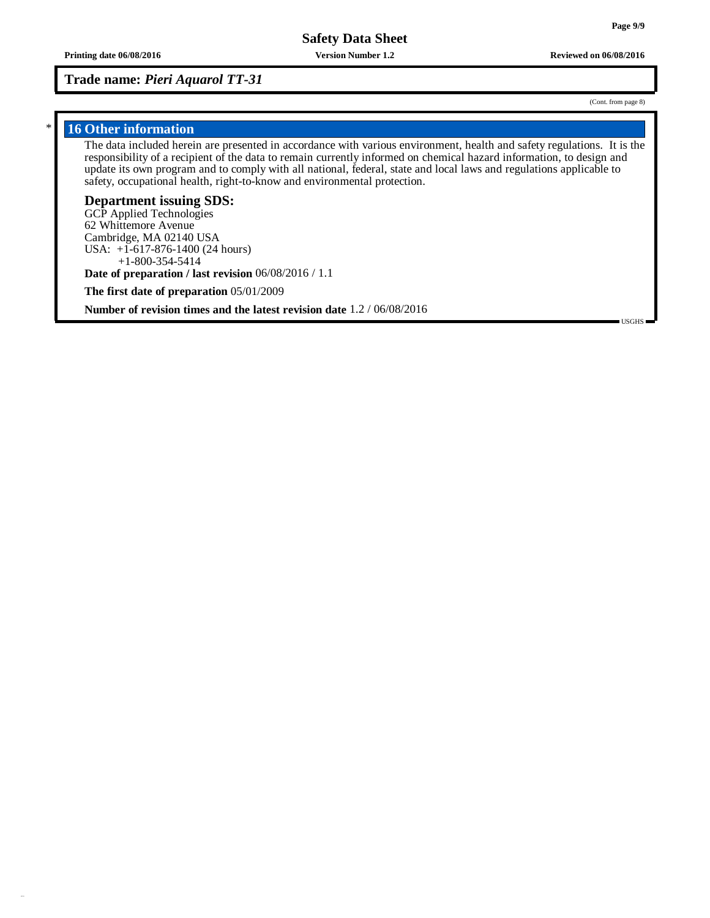**Trade name:** ***Pieri Aquarol TT-31***

(Cont. from page 8)

## 16 Other information

The data included herein are presented in accordance with various environment, health and safety regulations. It is the responsibility of a recipient of the data to remain currently informed on chemical hazard information, to design and update its own program and to comply with all national, federal, state and local laws and regulations applicable to safety, occupational health, right-to-know and environmental protection.

### Department issuing SDS:

GCP Applied Technologies
62 Whittemore Avenue
Cambridge, MA 02140 USA
USA: +1-617-876-1400 (24 hours)
+1-800-354-5414

**Date of preparation / last revision** 06/08/2016 / 1.1

**The first date of preparation** 05/01/2009

**Number of revision times and the latest revision date** 1.2 / 06/08/2016

USGHS